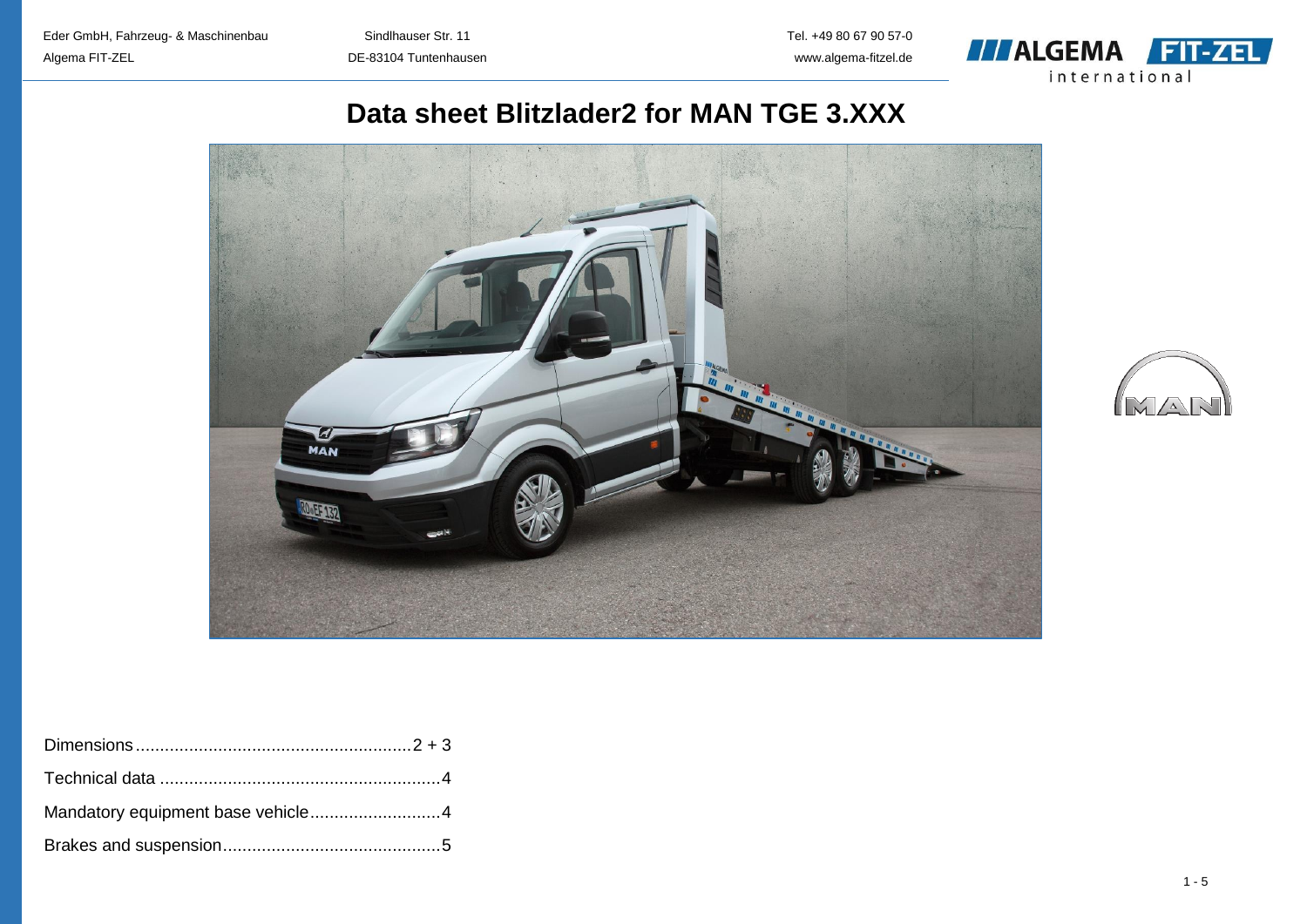Eder GmbH, Fahrzeug- & Maschinenbau
Algema FIT-ZEL

Sindlhauser Str. 11
DE-83104 Tuntenhausen

Tel. +49 80 67 90 57-0
www.algema-fitzel.de

# Data sheet Blitzlader2 for MAN TGE 3.XXX

Dimensions........................................................2 + 3

Technical data ..........................................................4

Mandatory equipment base vehicle...........................4

Brakes and suspension.............................................5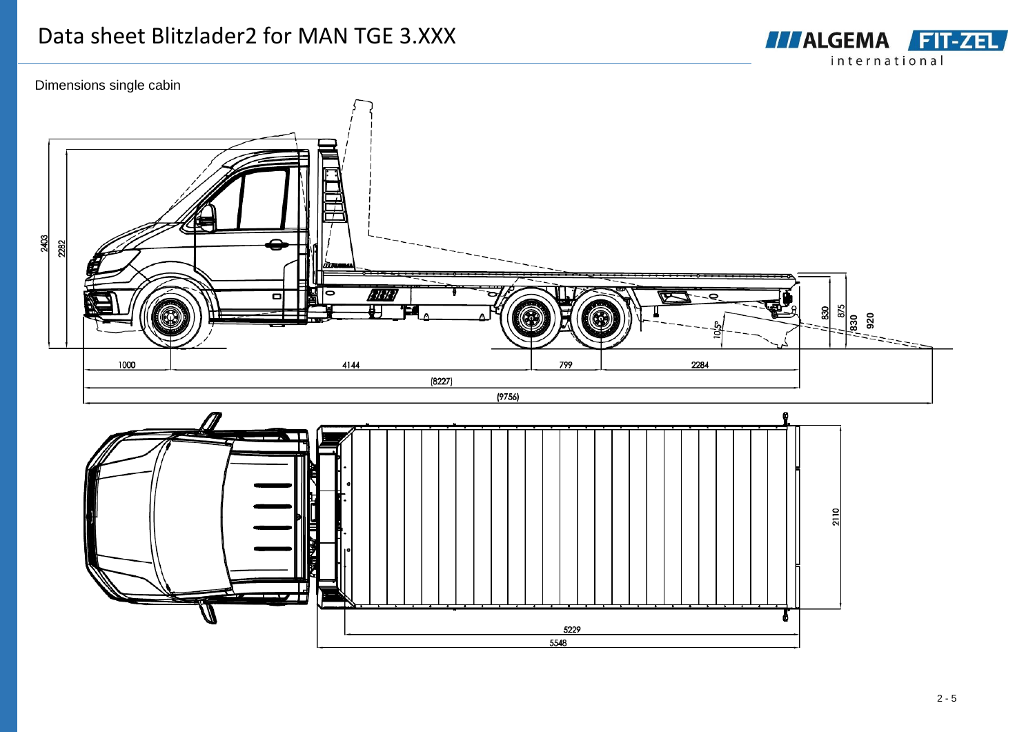# Data sheet Blitzlader2 for MAN TGE 3.XXX

Dimensions single cabin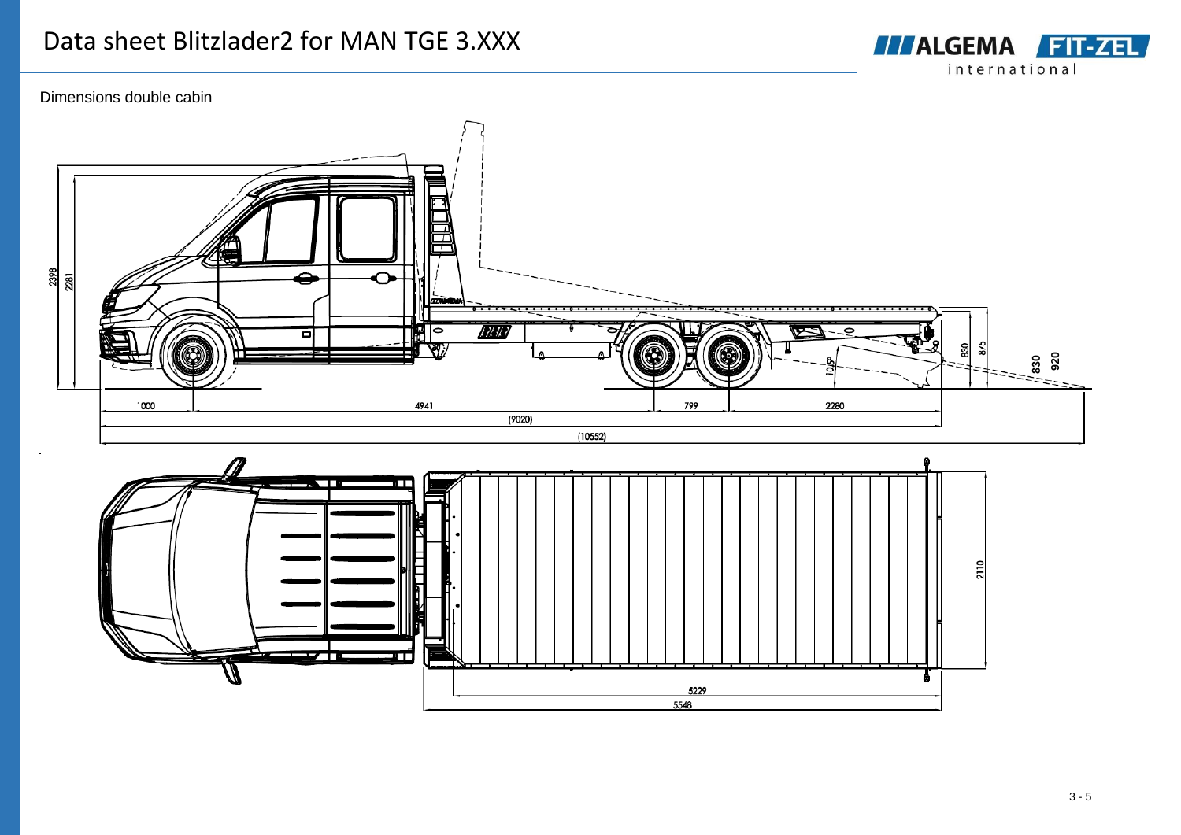# Data sheet Blitzlader2 for MAN TGE 3.XXX

Dimensions double cabin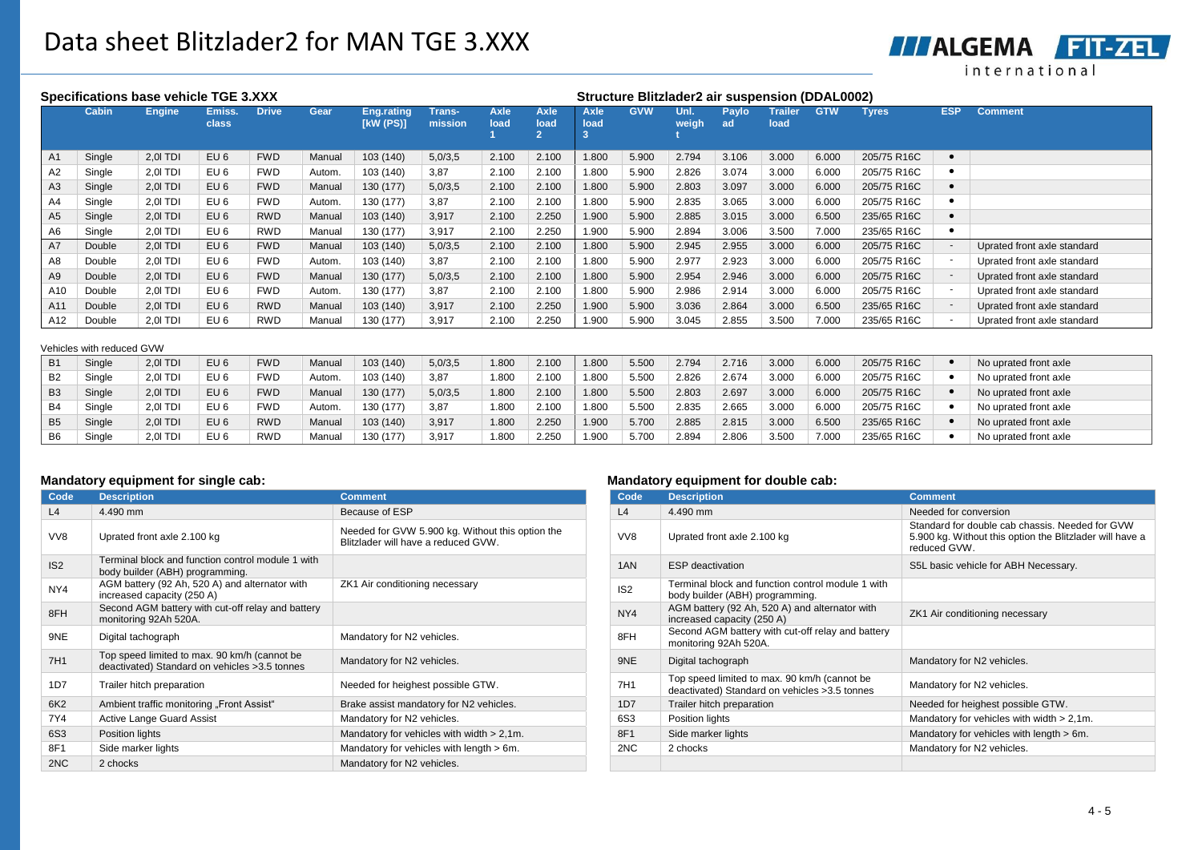# Data sheet Blitzlader2 for MAN TGE 3.XXX

## Specifications base vehicle TGE 3.XXX / Structure Blitzlader2 air suspension (DDAL0002)

| | Cabin | Engine | Emiss. class | Drive | Gear | Eng.rating [kW (PS)] | Trans-mission | Axle load 1 | Axle load 2 | Axle load 3 | GVW | Unl. weight | Payload | Trailer load | GTW | Tyres | ESP | Comment |
|---|---|---|---|---|---|---|---|---|---|---|---|---|---|---|---|---|---|---|
| A1 | Single | 2,0l TDI | EU 6 | FWD | Manual | 103 (140) | 5,0/3,5 | 2.100 | 2.100 | 1.800 | 5.900 | 2.794 | 3.106 | 3.000 | 6.000 | 205/75 R16C | • | |
| A2 | Single | 2,0l TDI | EU 6 | FWD | Autom. | 103 (140) | 3,87 | 2.100 | 2.100 | 1.800 | 5.900 | 2.826 | 3.074 | 3.000 | 6.000 | 205/75 R16C | • | |
| A3 | Single | 2,0l TDI | EU 6 | FWD | Manual | 130 (177) | 5,0/3,5 | 2.100 | 2.100 | 1.800 | 5.900 | 2.803 | 3.097 | 3.000 | 6.000 | 205/75 R16C | • | |
| A4 | Single | 2,0l TDI | EU 6 | FWD | Autom. | 130 (177) | 3,87 | 2.100 | 2.100 | 1.800 | 5.900 | 2.835 | 3.065 | 3.000 | 6.000 | 205/75 R16C | • | |
| A5 | Single | 2,0l TDI | EU 6 | RWD | Manual | 103 (140) | 3,917 | 2.100 | 2.250 | 1.900 | 5.900 | 2.885 | 3.015 | 3.000 | 6.500 | 235/65 R16C | • | |
| A6 | Single | 2,0l TDI | EU 6 | RWD | Manual | 130 (177) | 3,917 | 2.100 | 2.250 | 1.900 | 5.900 | 2.894 | 3.006 | 3.500 | 7.000 | 235/65 R16C | • | |
| A7 | Double | 2,0l TDI | EU 6 | FWD | Manual | 103 (140) | 5,0/3,5 | 2.100 | 2.100 | 1.800 | 5.900 | 2.945 | 2.955 | 3.000 | 6.000 | 205/75 R16C | - | Uprated front axle standard |
| A8 | Double | 2,0l TDI | EU 6 | FWD | Autom. | 103 (140) | 3,87 | 2.100 | 2.100 | 1.800 | 5.900 | 2.977 | 2.923 | 3.000 | 6.000 | 205/75 R16C | - | Uprated front axle standard |
| A9 | Double | 2,0l TDI | EU 6 | FWD | Manual | 130 (177) | 5,0/3,5 | 2.100 | 2.100 | 1.800 | 5.900 | 2.954 | 2.946 | 3.000 | 6.000 | 205/75 R16C | - | Uprated front axle standard |
| A10 | Double | 2,0l TDI | EU 6 | FWD | Autom. | 130 (177) | 3,87 | 2.100 | 2.100 | 1.800 | 5.900 | 2.986 | 2.914 | 3.000 | 6.000 | 205/75 R16C | - | Uprated front axle standard |
| A11 | Double | 2,0l TDI | EU 6 | RWD | Manual | 103 (140) | 3,917 | 2.100 | 2.250 | 1.900 | 5.900 | 3.036 | 2.864 | 3.000 | 6.500 | 235/65 R16C | - | Uprated front axle standard |
| A12 | Double | 2,0l TDI | EU 6 | RWD | Manual | 130 (177) | 3,917 | 2.100 | 2.250 | 1.900 | 5.900 | 3.045 | 2.855 | 3.500 | 7.000 | 235/65 R16C | - | Uprated front axle standard |

Vehicles with reduced GVW

| | Cabin | Engine | Emiss. class | Drive | Gear | Eng.rating [kW (PS)] | Trans-mission | Axle load 1 | Axle load 2 | Axle load 3 | GVW | Unl. weight | Payload | Trailer load | GTW | Tyres | ESP | Comment |
|---|---|---|---|---|---|---|---|---|---|---|---|---|---|---|---|---|---|---|
| B1 | Single | 2,0l TDI | EU 6 | FWD | Manual | 103 (140) | 5,0/3,5 | 1.800 | 2.100 | 1.800 | 5.500 | 2.794 | 2.716 | 3.000 | 6.000 | 205/75 R16C | • | No uprated front axle |
| B2 | Single | 2,0l TDI | EU 6 | FWD | Autom. | 103 (140) | 3,87 | 1.800 | 2.100 | 1.800 | 5.500 | 2.826 | 2.674 | 3.000 | 6.000 | 205/75 R16C | • | No uprated front axle |
| B3 | Single | 2,0l TDI | EU 6 | FWD | Manual | 130 (177) | 5,0/3,5 | 1.800 | 2.100 | 1.800 | 5.500 | 2.803 | 2.697 | 3.000 | 6.000 | 205/75 R16C | • | No uprated front axle |
| B4 | Single | 2,0l TDI | EU 6 | FWD | Autom. | 130 (177) | 3,87 | 1.800 | 2.100 | 1.800 | 5.500 | 2.835 | 2.665 | 3.000 | 6.000 | 205/75 R16C | • | No uprated front axle |
| B5 | Single | 2,0l TDI | EU 6 | RWD | Manual | 103 (140) | 3,917 | 1.800 | 2.250 | 1.900 | 5.700 | 2.885 | 2.815 | 3.000 | 6.500 | 235/65 R16C | • | No uprated front axle |
| B6 | Single | 2,0l TDI | EU 6 | RWD | Manual | 130 (177) | 3,917 | 1.800 | 2.250 | 1.900 | 5.700 | 2.894 | 2.806 | 3.500 | 7.000 | 235/65 R16C | • | No uprated front axle |

## Mandatory equipment for single cab:

| Code | Description | Comment |
|---|---|---|
| L4 | 4.490 mm | Because of ESP |
| VV8 | Uprated front axle 2.100 kg | Needed for GVW 5.900 kg. Without this option the Blitzlader will have a reduced GVW. |
| IS2 | Terminal block and function control module 1 with body builder (ABH) programming. | |
| NY4 | AGM battery (92 Ah, 520 A) and alternator with increased capacity (250 A) | ZK1 Air conditioning necessary |
| 8FH | Second AGM battery with cut-off relay and battery monitoring 92Ah 520A. | |
| 9NE | Digital tachograph | Mandatory for N2 vehicles. |
| 7H1 | Top speed limited to max. 90 km/h (cannot be deactivated) Standard on vehicles >3.5 tonnes | Mandatory for N2 vehicles. |
| 1D7 | Trailer hitch preparation | Needed for heighest possible GTW. |
| 6K2 | Ambient traffic monitoring „Front Assist" | Brake assist mandatory for N2 vehicles. |
| 7Y4 | Active Lange Guard Assist | Mandatory for N2 vehicles. |
| 6S3 | Position lights | Mandatory for vehicles with width > 2,1m. |
| 8F1 | Side marker lights | Mandatory for vehicles with length > 6m. |
| 2NC | 2 chocks | Mandatory for N2 vehicles. |

## Mandatory equipment for double cab:

| Code | Description | Comment |
|---|---|---|
| L4 | 4.490 mm | Needed for conversion |
| VV8 | Uprated front axle 2.100 kg | Standard for double cab chassis. Needed for GVW 5.900 kg. Without this option the Blitzlader will have a reduced GVW. |
| 1AN | ESP deactivation | S5L basic vehicle for ABH Necessary. |
| IS2 | Terminal block and function control module 1 with body builder (ABH) programming. | |
| NY4 | AGM battery (92 Ah, 520 A) and alternator with increased capacity (250 A) | ZK1 Air conditioning necessary |
| 8FH | Second AGM battery with cut-off relay and battery monitoring 92Ah 520A. | |
| 9NE | Digital tachograph | Mandatory for N2 vehicles. |
| 7H1 | Top speed limited to max. 90 km/h (cannot be deactivated) Standard on vehicles >3.5 tonnes | Mandatory for N2 vehicles. |
| 1D7 | Trailer hitch preparation | Needed for heighest possible GTW. |
| 6S3 | Position lights | Mandatory for vehicles with width > 2,1m. |
| 8F1 | Side marker lights | Mandatory for vehicles with length > 6m. |
| 2NC | 2 chocks | Mandatory for N2 vehicles. |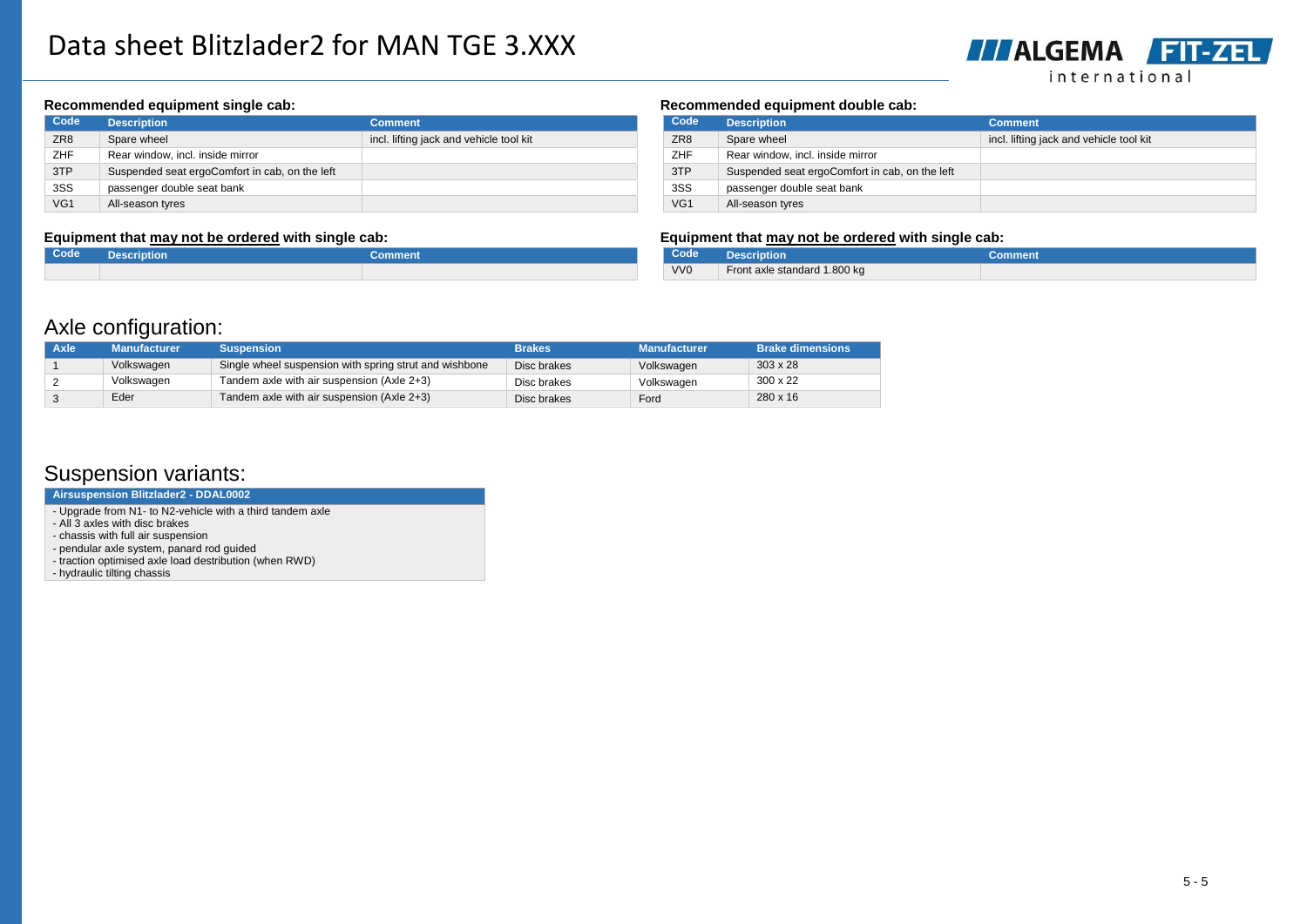# Data sheet Blitzlader2 for MAN TGE 3.XXX

### Recommended equipment single cab:

| Code | Description | Comment |
|---|---|---|
| ZR8 | Spare wheel | incl. lifting jack and vehicle tool kit |
| ZHF | Rear window, incl. inside mirror | |
| 3TP | Suspended seat ergoComfort in cab, on the left | |
| 3SS | passenger double seat bank | |
| VG1 | All-season tyres | |

### Equipment that may not be ordered with single cab:

| Code | Description | Comment |
|---|---|---|
| | | |

### Recommended equipment double cab:

| Code | Description | Comment |
|---|---|---|
| ZR8 | Spare wheel | incl. lifting jack and vehicle tool kit |
| ZHF | Rear window, incl. inside mirror | |
| 3TP | Suspended seat ergoComfort in cab, on the left | |
| 3SS | passenger double seat bank | |
| VG1 | All-season tyres | |

### Equipment that may not be ordered with single cab:

| Code | Description | Comment |
|---|---|---|
| VV0 | Front axle standard 1.800 kg | |

## Axle configuration:

| Axle | Manufacturer | Suspension | Brakes | Manufacturer | Brake dimensions |
|---|---|---|---|---|---|
| 1 | Volkswagen | Single wheel suspension with spring strut and wishbone | Disc brakes | Volkswagen | 303 x 28 |
| 2 | Volkswagen | Tandem axle with air suspension (Axle 2+3) | Disc brakes | Volkswagen | 300 x 22 |
| 3 | Eder | Tandem axle with air suspension (Axle 2+3) | Disc brakes | Ford | 280 x 16 |

## Suspension variants:

| Airsuspension Blitzlader2 - DDAL0002 |
|---|
| - Upgrade from N1- to N2-vehicle with a third tandem axle<br>- All 3 axles with disc brakes<br>- chassis with full air suspension<br>- pendular axle system, panard rod guided<br>- traction optimised axle load destribution (when RWD)<br>- hydraulic tilting chassis |